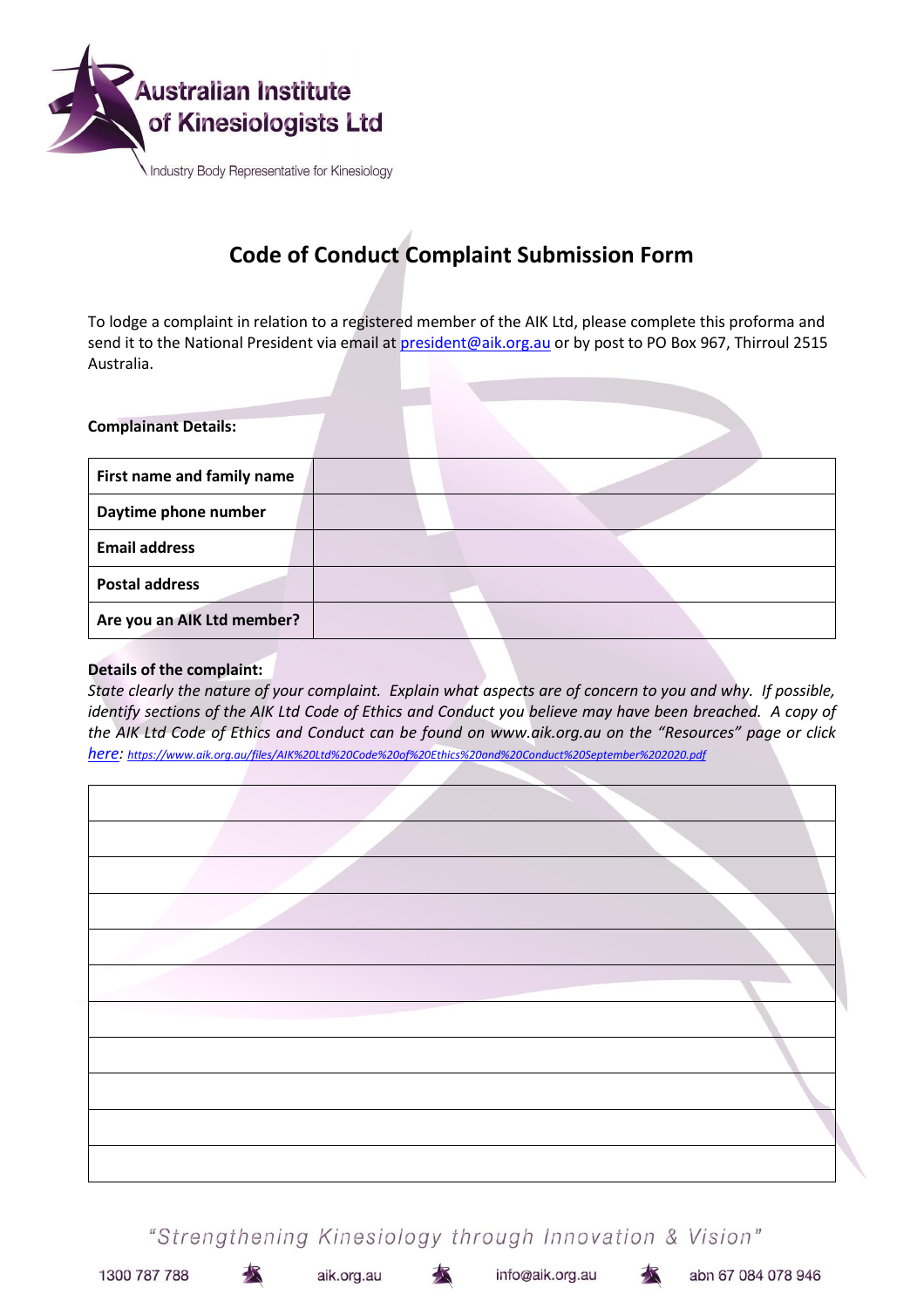Australian Institute of Kinesiologists Ltd

Industry Body Representative for Kinesiology

# Code of Conduct Complaint Submission Form

To lodge a complaint in relation to a registered member of the AIK Ltd, please complete this proforma and send it to the National President via email at president@aik.org.au or by post to PO Box 967, Thirroul 2515 Australia.

**Complainant Details:**

| | |
|---|---|
| **First name and family name** | |
| **Daytime phone number** | |
| **Email address** | |
| **Postal address** | |
| **Are you an AIK Ltd member?** | |

**Details of the complaint:**

*State clearly the nature of your complaint. Explain what aspects are of concern to you and why. If possible, identify sections of the AIK Ltd Code of Ethics and Conduct you believe may have been breached. A copy of the AIK Ltd Code of Ethics and Conduct can be found on www.aik.org.au on the "Resources" page or click here:* https://www.aik.org.au/files/AIK%20Ltd%20Code%20of%20Ethics%20and%20Conduct%20September%202020.pdf

| |
|---|
| |
| |
| |
| |
| |
| |
| |
| |
| |
| |

"Strengthening Kinesiology through Innovation & Vision"

1300 787 788 aik.org.au info@aik.org.au abn 67 084 078 946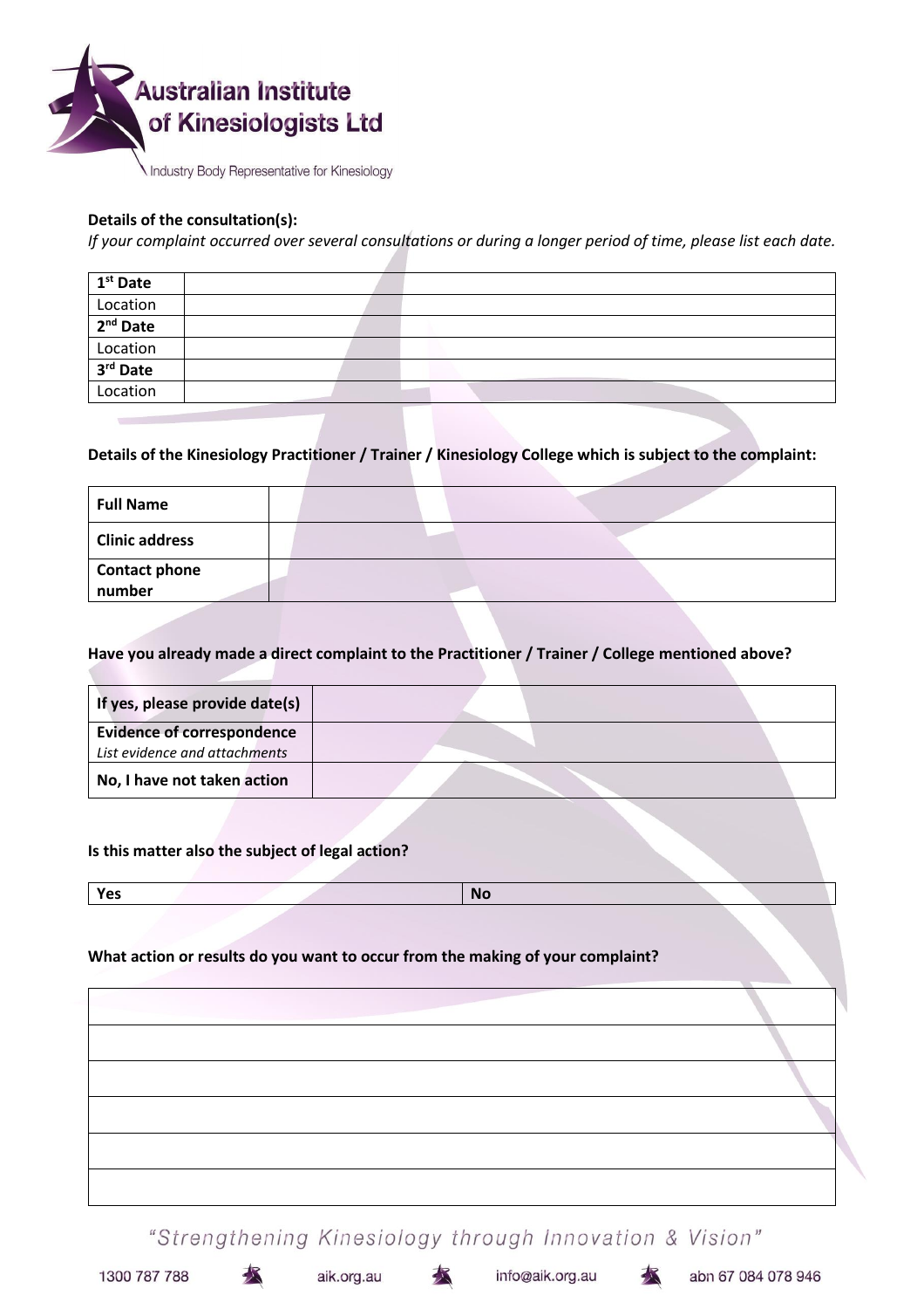**Details of the consultation(s):**

*If your complaint occurred over several consultations or during a longer period of time, please list each date.*

| | |
|---|---|
| **1st Date** | |
| Location | |
| **2nd Date** | |
| Location | |
| **3rd Date** | |
| Location | |

**Details of the Kinesiology Practitioner / Trainer / Kinesiology College which is subject to the complaint:**

| | |
|---|---|
| **Full Name** | |
| **Clinic address** | |
| **Contact phone number** | |

**Have you already made a direct complaint to the Practitioner / Trainer / College mentioned above?**

| | |
|---|---|
| **If yes, please provide date(s)** | |
| **Evidence of correspondence** *List evidence and attachments* | |
| **No, I have not taken action** | |

**Is this matter also the subject of legal action?**

| | |
|---|---|
| **Yes** | **No** |

**What action or results do you want to occur from the making of your complaint?**

| |
|---|
| |
| |
| |
| |
| |
| |

"Strengthening Kinesiology through Innovation & Vision"

1300 787 788 | aik.org.au | info@aik.org.au | abn 67 084 078 946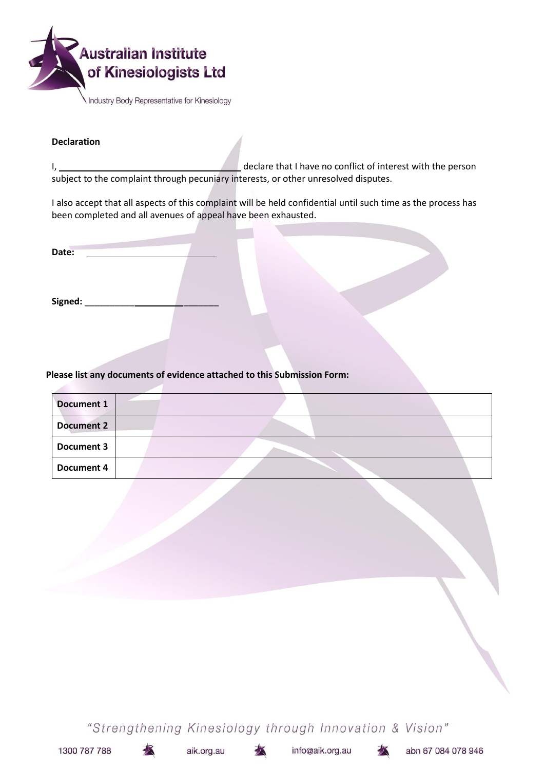**Australian Institute of Kinesiologists Ltd**

Industry Body Representative for Kinesiology

**Declaration**

I, \_\_\_\_\_\_\_\_\_\_\_\_\_\_\_\_\_\_\_\_\_\_\_\_\_\_\_\_\_\_\_\_\_\_\_\_ declare that I have no conflict of interest with the person subject to the complaint through pecuniary interests, or other unresolved disputes.

I also accept that all aspects of this complaint will be held confidential until such time as the process has been completed and all avenues of appeal have been exhausted.

**Date:** \_\_\_\_\_\_\_\_\_\_\_\_\_\_\_\_\_\_\_\_\_\_\_\_\_\_

**Signed:** \_\_\_\_\_\_\_\_\_\_\_\_\_\_\_\_\_\_\_\_\_\_\_\_\_\_\_

**Please list any documents of evidence attached to this Submission Form:**

| | |
|---|---|
| **Document 1** | |
| **Document 2** | |
| **Document 3** | |
| **Document 4** | |

*"Strengthening Kinesiology through Innovation & Vision"*

1300 787 788 | aik.org.au | info@aik.org.au | abn 67 084 078 946